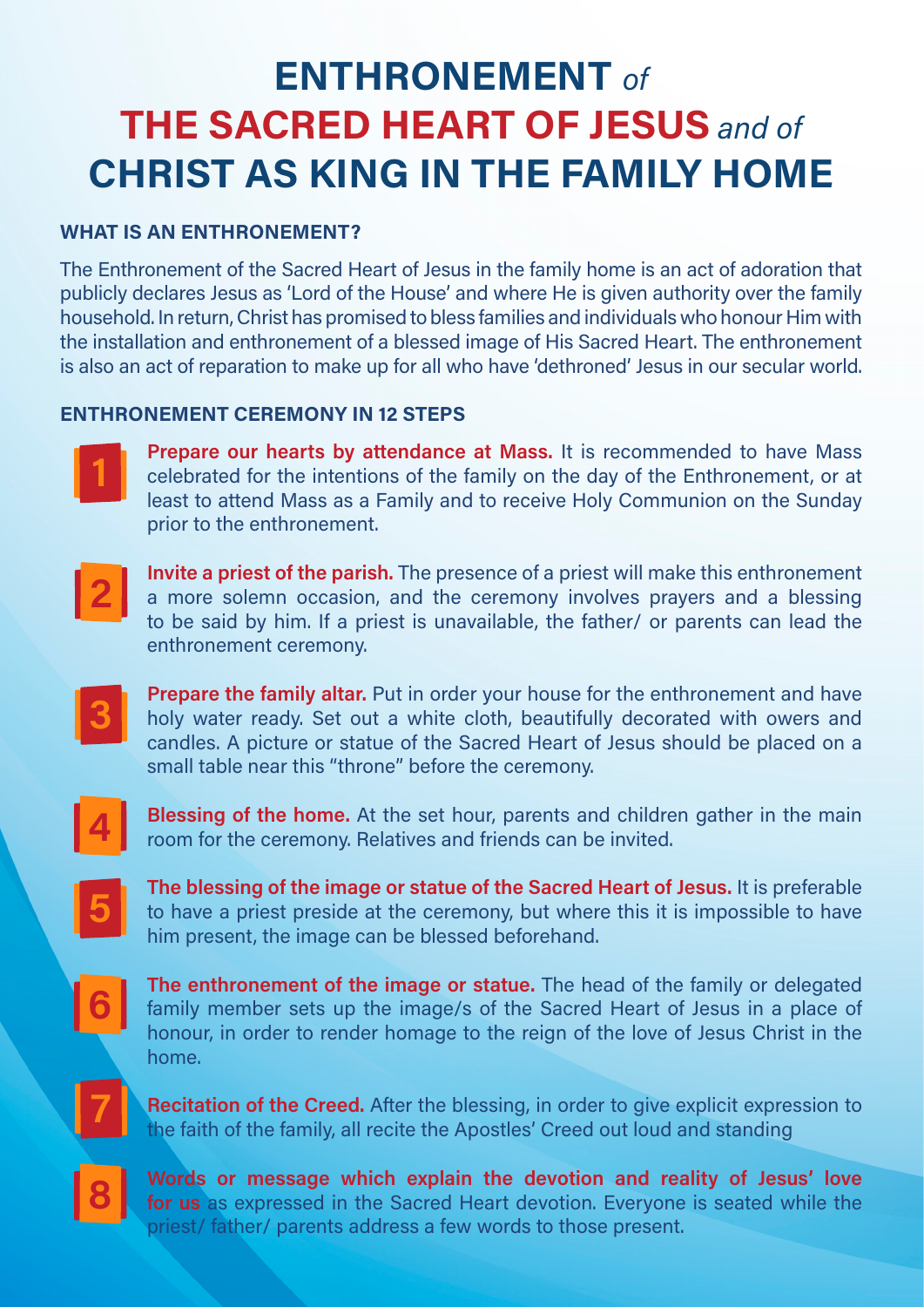# ENTHRONEMENT *of* THE SACRED HEART OF JESUS *and of* CHRIST AS KING IN THE FAMILY HOME

## WHAT IS AN ENTHRONEMENT?

The Enthronement of the Sacred Heart of Jesus in the family home is an act of adoration that publicly declares Jesus as 'Lord of the House' and where He is given authority over the family household. In return, Christ has promised to bless families and individuals who honour Him with the installation and enthronement of a blessed image of His Sacred Heart. The enthronement is also an act of reparation to make up for all who have 'dethroned' Jesus in our secular world.

## ENTHRONEMENT CEREMONY IN 12 STEPS

1. **Prepare our hearts by attendance at Mass.** It is recommended to have Mass celebrated for the intentions of the family on the day of the Enthronement, or at least to attend Mass as a Family and to receive Holy Communion on the Sunday prior to the enthronement.

2. **Invite a priest of the parish.** The presence of a priest will make this enthronement a more solemn occasion, and the ceremony involves prayers and a blessing to be said by him. If a priest is unavailable, the father/ or parents can lead the enthronement ceremony.

3. **Prepare the family altar.** Put in order your house for the enthronement and have holy water ready. Set out a white cloth, beautifully decorated with owers and candles. A picture or statue of the Sacred Heart of Jesus should be placed on a small table near this "throne" before the ceremony.

4. **Blessing of the home.** At the set hour, parents and children gather in the main room for the ceremony. Relatives and friends can be invited.

5. **The blessing of the image or statue of the Sacred Heart of Jesus.** It is preferable to have a priest preside at the ceremony, but where this it is impossible to have him present, the image can be blessed beforehand.

6. **The enthronement of the image or statue.** The head of the family or delegated family member sets up the image/s of the Sacred Heart of Jesus in a place of honour, in order to render homage to the reign of the love of Jesus Christ in the home.

7. **Recitation of the Creed.** After the blessing, in order to give explicit expression to the faith of the family, all recite the Apostles' Creed out loud and standing

8. **Words or message which explain the devotion and reality of Jesus' love for us** as expressed in the Sacred Heart devotion. Everyone is seated while the priest/ father/ parents address a few words to those present.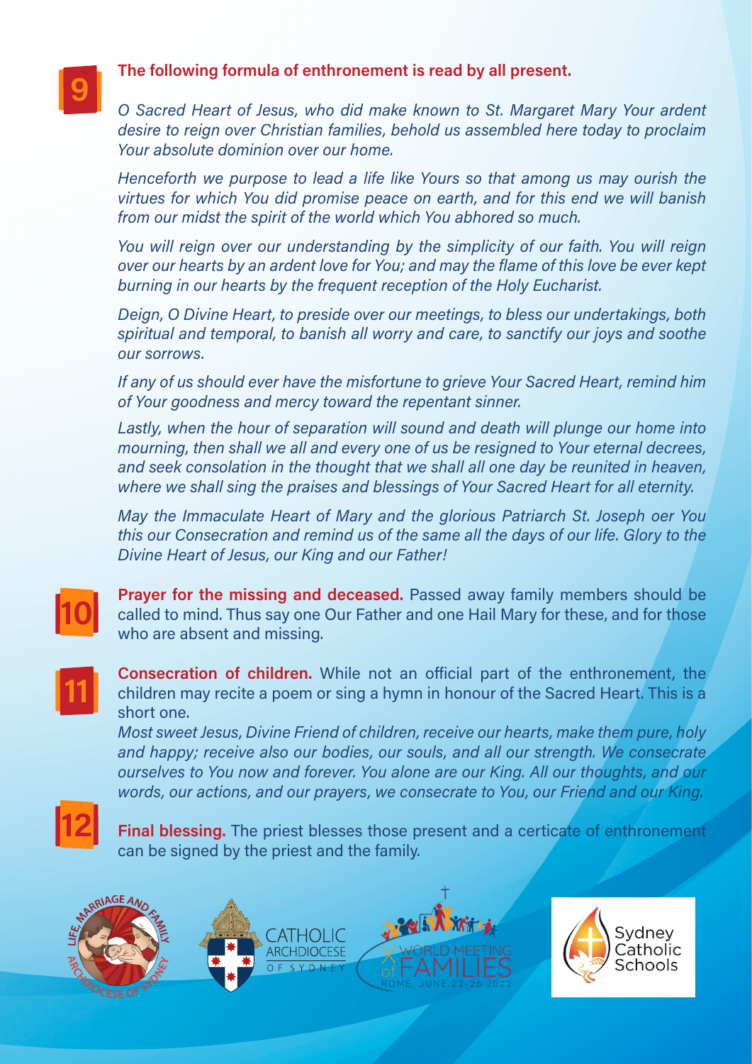**9** **The following formula of enthronement is read by all present.**

*O Sacred Heart of Jesus, who did make known to St. Margaret Mary Your ardent desire to reign over Christian families, behold us assembled here today to proclaim Your absolute dominion over our home.*

*Henceforth we purpose to lead a life like Yours so that among us may ourish the virtues for which You did promise peace on earth, and for this end we will banish from our midst the spirit of the world which You abhored so much.*

*You will reign over our understanding by the simplicity of our faith. You will reign over our hearts by an ardent love for You; and may the flame of this love be ever kept burning in our hearts by the frequent reception of the Holy Eucharist.*

*Deign, O Divine Heart, to preside over our meetings, to bless our undertakings, both spiritual and temporal, to banish all worry and care, to sanctify our joys and soothe our sorrows.*

*If any of us should ever have the misfortune to grieve Your Sacred Heart, remind him of Your goodness and mercy toward the repentant sinner.*

*Lastly, when the hour of separation will sound and death will plunge our home into mourning, then shall we all and every one of us be resigned to Your eternal decrees, and seek consolation in the thought that we shall all one day be reunited in heaven, where we shall sing the praises and blessings of Your Sacred Heart for all eternity.*

*May the Immaculate Heart of Mary and the glorious Patriarch St. Joseph oer You this our Consecration and remind us of the same all the days of our life. Glory to the Divine Heart of Jesus, our King and our Father!*

**10** **Prayer for the missing and deceased.** Passed away family members should be called to mind. Thus say one Our Father and one Hail Mary for these, and for those who are absent and missing.

**11** **Consecration of children.** While not an official part of the enthronement, the children may recite a poem or sing a hymn in honour of the Sacred Heart. This is a short one.

*Most sweet Jesus, Divine Friend of children, receive our hearts, make them pure, holy and happy; receive also our bodies, our souls, and all our strength. We consecrate ourselves to You now and forever. You alone are our King. All our thoughts, and our words, our actions, and our prayers, we consecrate to You, our Friend and our King.*

**12** **Final blessing.** The priest blesses those present and a certicate of enthronement can be signed by the priest and the family.

LIFE, MARRIAGE AND FAMILY ARCHDIOCESE OF SYDNEY

CATHOLIC ARCHDIOCESE OF SYDNEY

X WORLD MEETING of FAMILIES ROME, JUNE 22-26 2022

Sydney Catholic Schools